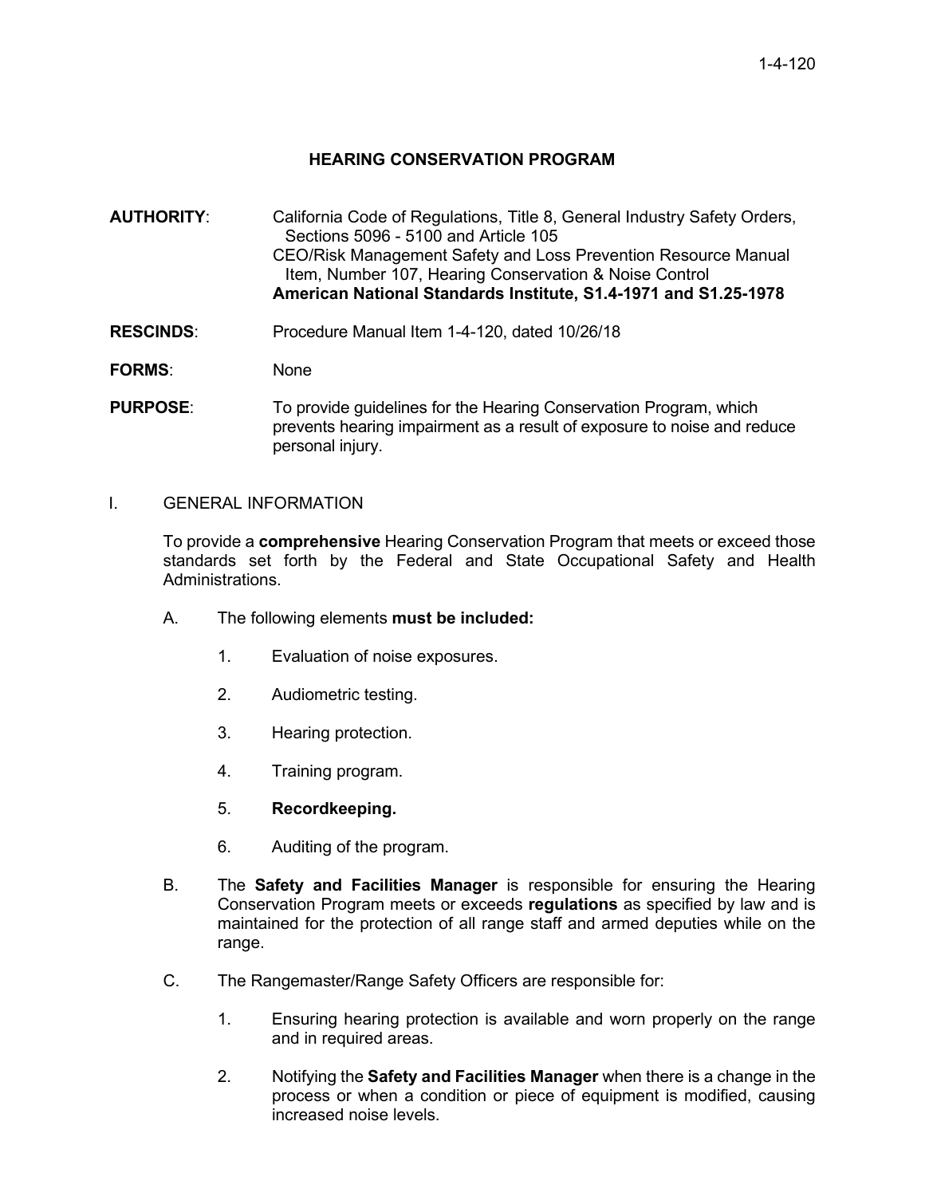# HEARING CONSERVATION PROGRAM

**AUTHORITY**: California Code of Regulations, Title 8, General Industry Safety Orders, Sections 5096 - 5100 and Article 105
CEO/Risk Management Safety and Loss Prevention Resource Manual Item, Number 107, Hearing Conservation & Noise Control
**American National Standards Institute, S1.4-1971 and S1.25-1978**

**RESCINDS**: Procedure Manual Item 1-4-120, dated 10/26/18

**FORMS**: None

**PURPOSE**: To provide guidelines for the Hearing Conservation Program, which prevents hearing impairment as a result of exposure to noise and reduce personal injury.

I. GENERAL INFORMATION

To provide a **comprehensive** Hearing Conservation Program that meets or exceed those standards set forth by the Federal and State Occupational Safety and Health Administrations.

A. The following elements **must be included:**

1. Evaluation of noise exposures.
2. Audiometric testing.
3. Hearing protection.
4. Training program.
5. **Recordkeeping.**
6. Auditing of the program.

B. The **Safety and Facilities Manager** is responsible for ensuring the Hearing Conservation Program meets or exceeds **regulations** as specified by law and is maintained for the protection of all range staff and armed deputies while on the range.

C. The Rangemaster/Range Safety Officers are responsible for:

1. Ensuring hearing protection is available and worn properly on the range and in required areas.
2. Notifying the **Safety and Facilities Manager** when there is a change in the process or when a condition or piece of equipment is modified, causing increased noise levels.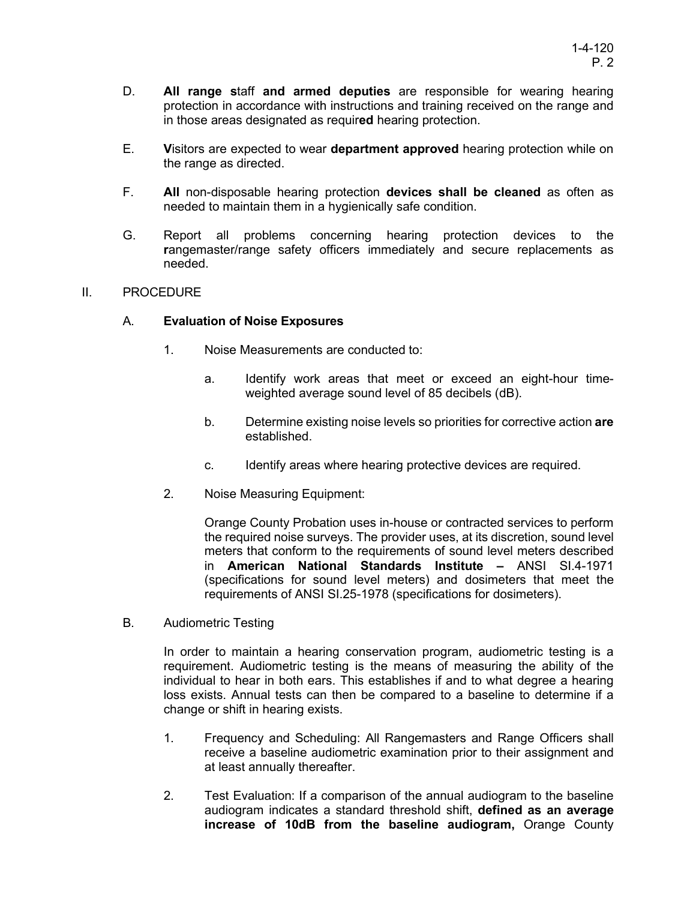D. **All range s**taff **and armed deputies** are responsible for wearing hearing protection in accordance with instructions and training received on the range and in those areas designated as requir**ed** hearing protection.

E. **V**isitors are expected to wear **department approved** hearing protection while on the range as directed.

F. **All** non-disposable hearing protection **devices shall be cleaned** as often as needed to maintain them in a hygienically safe condition.

G. Report all problems concerning hearing protection devices to the **r**angemaster/range safety officers immediately and secure replacements as needed.

II. PROCEDURE

A. **Evaluation of Noise Exposures**

1. Noise Measurements are conducted to:

   a. Identify work areas that meet or exceed an eight-hour time-weighted average sound level of 85 decibels (dB).

   b. Determine existing noise levels so priorities for corrective action **are** established.

   c. Identify areas where hearing protective devices are required.

2. Noise Measuring Equipment:

   Orange County Probation uses in-house or contracted services to perform the required noise surveys. The provider uses, at its discretion, sound level meters that conform to the requirements of sound level meters described in **American National Standards Institute –** ANSI SI.4-1971 (specifications for sound level meters) and dosimeters that meet the requirements of ANSI SI.25-1978 (specifications for dosimeters).

B. Audiometric Testing

In order to maintain a hearing conservation program, audiometric testing is a requirement. Audiometric testing is the means of measuring the ability of the individual to hear in both ears. This establishes if and to what degree a hearing loss exists. Annual tests can then be compared to a baseline to determine if a change or shift in hearing exists.

1. Frequency and Scheduling: All Rangemasters and Range Officers shall receive a baseline audiometric examination prior to their assignment and at least annually thereafter.

2. Test Evaluation: If a comparison of the annual audiogram to the baseline audiogram indicates a standard threshold shift, **defined as an average increase of 10dB from the baseline audiogram,** Orange County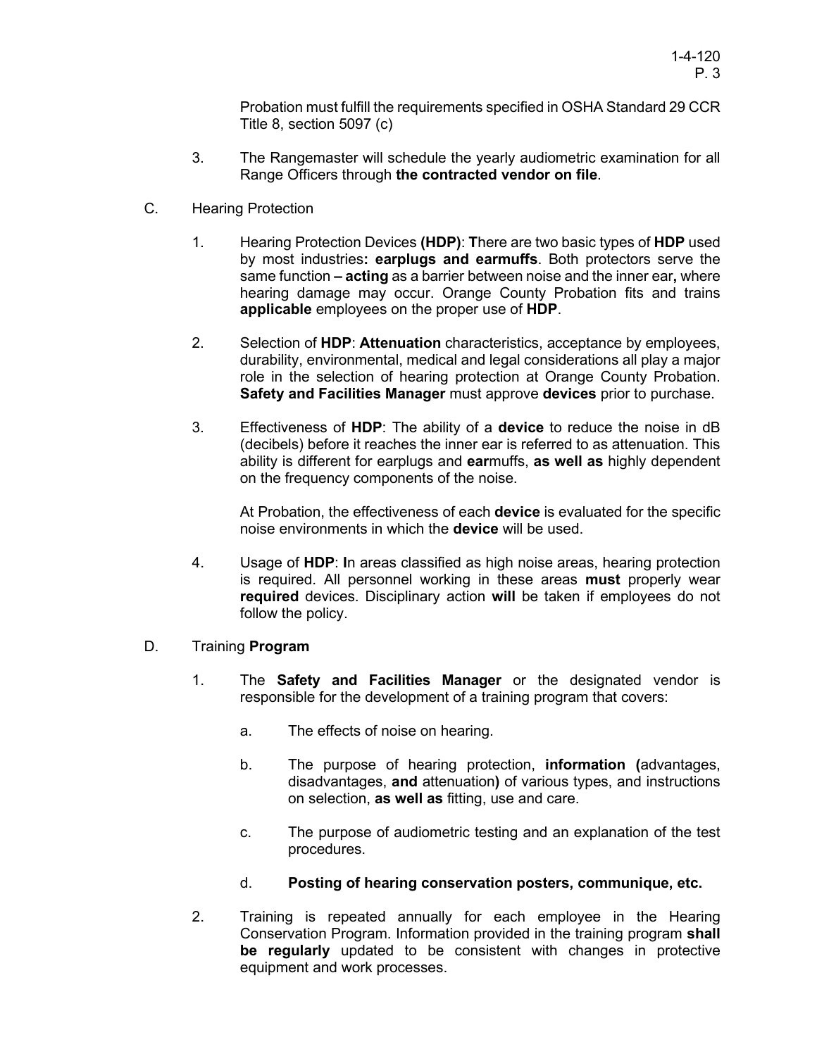Probation must fulfill the requirements specified in OSHA Standard 29 CCR Title 8, section 5097 (c)

3. The Rangemaster will schedule the yearly audiometric examination for all Range Officers through **the contracted vendor on file**.

C. Hearing Protection

1. Hearing Protection Devices **(HDP)**: **T**here are two basic types of **HDP** used by most industries**: earplugs and earmuffs**. Both protectors serve the same function **– acting** as a barrier between noise and the inner ear**,** where hearing damage may occur. Orange County Probation fits and trains **applicable** employees on the proper use of **HDP**.

2. Selection of **HDP**: **Attenuation** characteristics, acceptance by employees, durability, environmental, medical and legal considerations all play a major role in the selection of hearing protection at Orange County Probation. **Safety and Facilities Manager** must approve **devices** prior to purchase.

3. Effectiveness of **HDP**: The ability of a **device** to reduce the noise in dB (decibels) before it reaches the inner ear is referred to as attenuation. This ability is different for earplugs and **ear**muffs, **as well as** highly dependent on the frequency components of the noise.

   At Probation, the effectiveness of each **device** is evaluated for the specific noise environments in which the **device** will be used.

4. Usage of **HDP**: **I**n areas classified as high noise areas, hearing protection is required. All personnel working in these areas **must** properly wear **required** devices. Disciplinary action **will** be taken if employees do not follow the policy.

D. Training **Program**

1. The **Safety and Facilities Manager** or the designated vendor is responsible for the development of a training program that covers:

   a. The effects of noise on hearing.

   b. The purpose of hearing protection, **information (**advantages, disadvantages, **and** attenuation**)** of various types, and instructions on selection, **as well as** fitting, use and care.

   c. The purpose of audiometric testing and an explanation of the test procedures.

   d. **Posting of hearing conservation posters, communique, etc.**

2. Training is repeated annually for each employee in the Hearing Conservation Program. Information provided in the training program **shall be regularly** updated to be consistent with changes in protective equipment and work processes.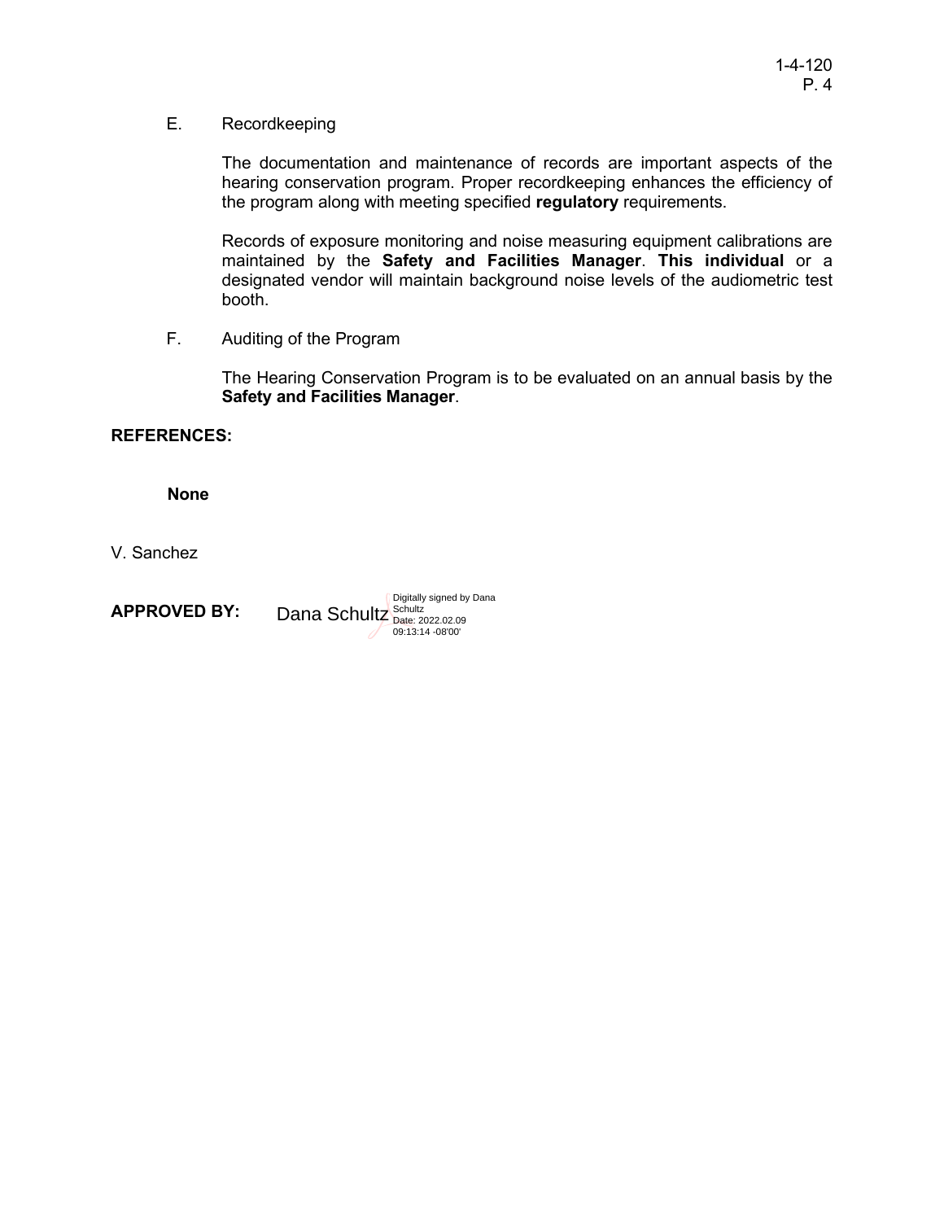E. Recordkeeping

The documentation and maintenance of records are important aspects of the hearing conservation program. Proper recordkeeping enhances the efficiency of the program along with meeting specified **regulatory** requirements.

Records of exposure monitoring and noise measuring equipment calibrations are maintained by the **Safety and Facilities Manager**. **This individual** or a designated vendor will maintain background noise levels of the audiometric test booth.

F. Auditing of the Program

The Hearing Conservation Program is to be evaluated on an annual basis by the **Safety and Facilities Manager**.

**REFERENCES:**

**None**

V. Sanchez

**APPROVED BY:** Dana Schultz

Digitally signed by Dana Schultz
Date: 2022.02.09 09:13:14 -08'00'